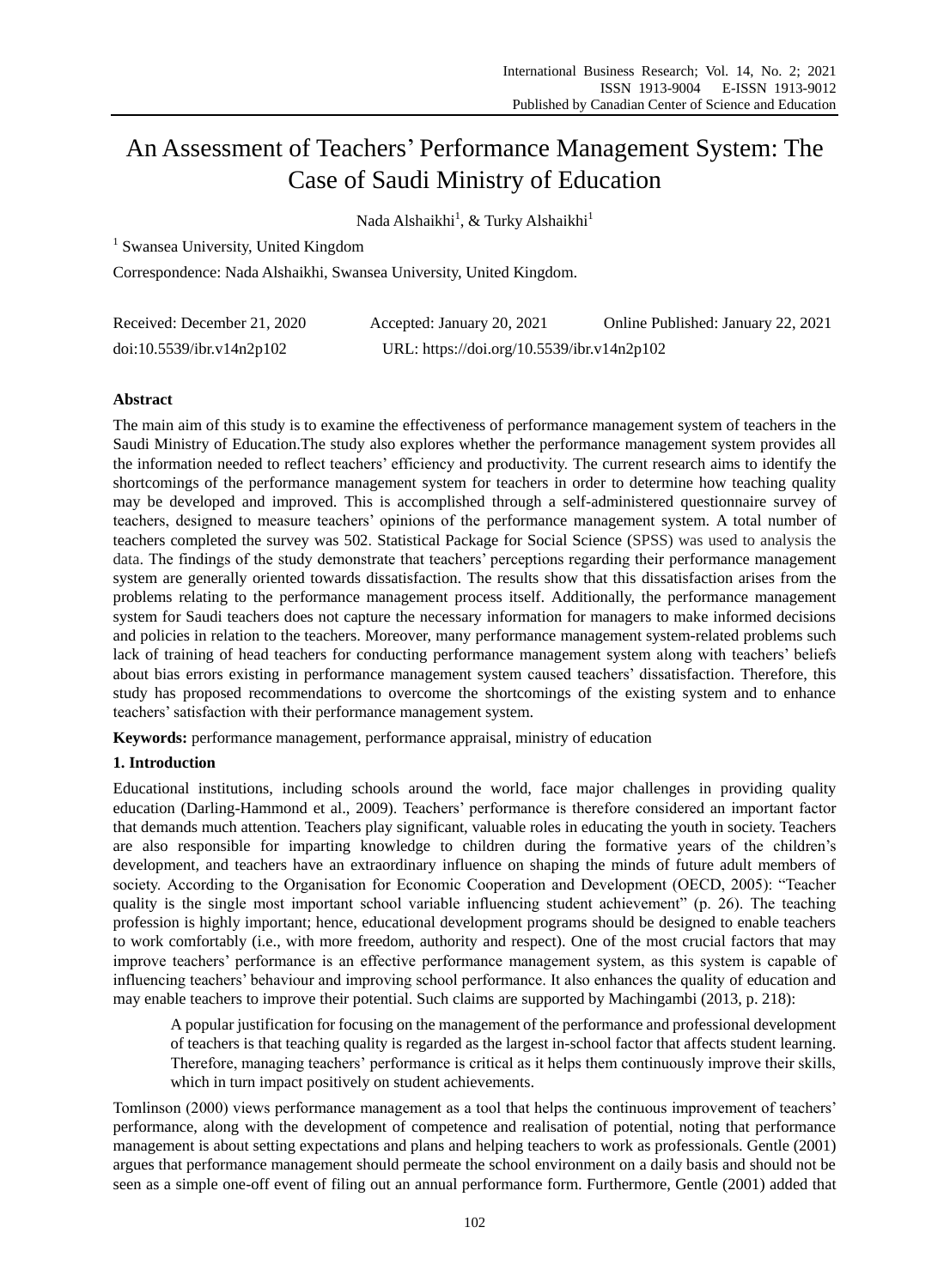# An Assessment of Teachers' Performance Management System: The Case of Saudi Ministry of Education

Nada Alshaikhi[1], & Turky Alshaikhi[1]

[1] Swansea University, United Kingdom

Correspondence: Nada Alshaikhi, Swansea University, United Kingdom.

Received: December 21, 2020 Accepted: January 20, 2021 Online Published: January 22, 2021

doi:10.5539/ibr.v14n2p102 URL: https://doi.org/10.5539/ibr.v14n2p102

## Abstract

The main aim of this study is to examine the effectiveness of performance management system of teachers in the Saudi Ministry of Education.The study also explores whether the performance management system provides all the information needed to reflect teachers' efficiency and productivity. The current research aims to identify the shortcomings of the performance management system for teachers in order to determine how teaching quality may be developed and improved. This is accomplished through a self-administered questionnaire survey of teachers, designed to measure teachers' opinions of the performance management system. A total number of teachers completed the survey was 502. Statistical Package for Social Science (SPSS) was used to analysis the data. The findings of the study demonstrate that teachers' perceptions regarding their performance management system are generally oriented towards dissatisfaction. The results show that this dissatisfaction arises from the problems relating to the performance management process itself. Additionally, the performance management system for Saudi teachers does not capture the necessary information for managers to make informed decisions and policies in relation to the teachers. Moreover, many performance management system-related problems such lack of training of head teachers for conducting performance management system along with teachers' beliefs about bias errors existing in performance management system caused teachers' dissatisfaction. Therefore, this study has proposed recommendations to overcome the shortcomings of the existing system and to enhance teachers' satisfaction with their performance management system.

**Keywords:** performance management, performance appraisal, ministry of education

## 1. Introduction

Educational institutions, including schools around the world, face major challenges in providing quality education (Darling-Hammond et al., 2009). Teachers' performance is therefore considered an important factor that demands much attention. Teachers play significant, valuable roles in educating the youth in society. Teachers are also responsible for imparting knowledge to children during the formative years of the children's development, and teachers have an extraordinary influence on shaping the minds of future adult members of society. According to the Organisation for Economic Cooperation and Development (OECD, 2005): "Teacher quality is the single most important school variable influencing student achievement" (p. 26). The teaching profession is highly important; hence, educational development programs should be designed to enable teachers to work comfortably (i.e., with more freedom, authority and respect). One of the most crucial factors that may improve teachers' performance is an effective performance management system, as this system is capable of influencing teachers' behaviour and improving school performance. It also enhances the quality of education and may enable teachers to improve their potential. Such claims are supported by Machingambi (2013, p. 218):

> A popular justification for focusing on the management of the performance and professional development of teachers is that teaching quality is regarded as the largest in-school factor that affects student learning. Therefore, managing teachers' performance is critical as it helps them continuously improve their skills, which in turn impact positively on student achievements.

Tomlinson (2000) views performance management as a tool that helps the continuous improvement of teachers' performance, along with the development of competence and realisation of potential, noting that performance management is about setting expectations and plans and helping teachers to work as professionals. Gentle (2001) argues that performance management should permeate the school environment on a daily basis and should not be seen as a simple one-off event of filing out an annual performance form. Furthermore, Gentle (2001) added that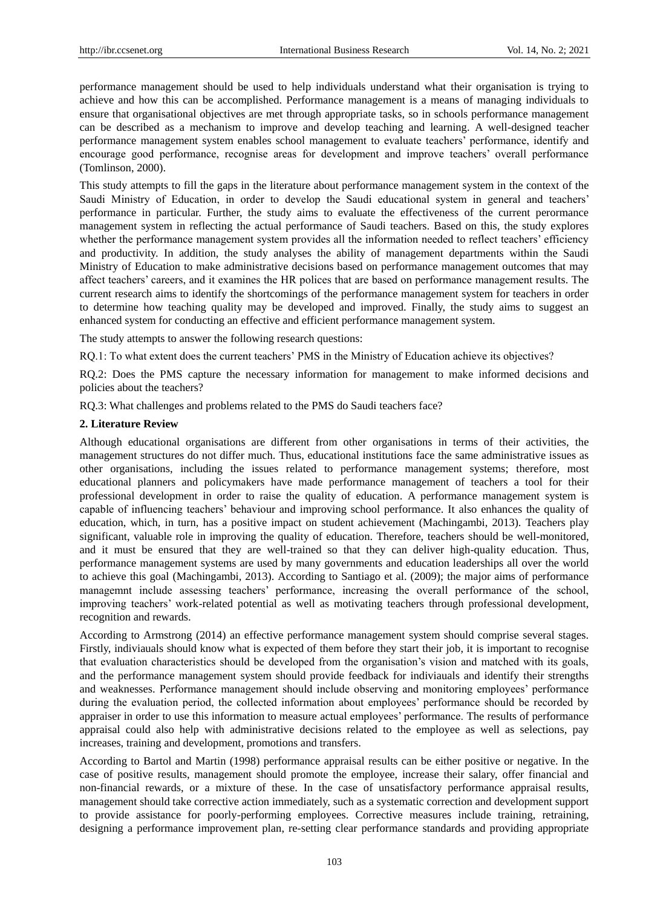performance management should be used to help individuals understand what their organisation is trying to achieve and how this can be accomplished. Performance management is a means of managing individuals to ensure that organisational objectives are met through appropriate tasks, so in schools performance management can be described as a mechanism to improve and develop teaching and learning. A well-designed teacher performance management system enables school management to evaluate teachers' performance, identify and encourage good performance, recognise areas for development and improve teachers' overall performance (Tomlinson, 2000).

This study attempts to fill the gaps in the literature about performance management system in the context of the Saudi Ministry of Education, in order to develop the Saudi educational system in general and teachers' performance in particular. Further, the study aims to evaluate the effectiveness of the current perormance management system in reflecting the actual performance of Saudi teachers. Based on this, the study explores whether the performance management system provides all the information needed to reflect teachers' efficiency and productivity. In addition, the study analyses the ability of management departments within the Saudi Ministry of Education to make administrative decisions based on performance management outcomes that may affect teachers' careers, and it examines the HR polices that are based on performance management results. The current research aims to identify the shortcomings of the performance management system for teachers in order to determine how teaching quality may be developed and improved. Finally, the study aims to suggest an enhanced system for conducting an effective and efficient performance management system.

The study attempts to answer the following research questions:

RQ.1: To what extent does the current teachers' PMS in the Ministry of Education achieve its objectives?

RQ.2: Does the PMS capture the necessary information for management to make informed decisions and policies about the teachers?

RQ.3: What challenges and problems related to the PMS do Saudi teachers face?

## 2. Literature Review

Although educational organisations are different from other organisations in terms of their activities, the management structures do not differ much. Thus, educational institutions face the same administrative issues as other organisations, including the issues related to performance management systems; therefore, most educational planners and policymakers have made performance management of teachers a tool for their professional development in order to raise the quality of education. A performance management system is capable of influencing teachers' behaviour and improving school performance. It also enhances the quality of education, which, in turn, has a positive impact on student achievement (Machingambi, 2013). Teachers play significant, valuable role in improving the quality of education. Therefore, teachers should be well-monitored, and it must be ensured that they are well-trained so that they can deliver high-quality education. Thus, performance management systems are used by many governments and education leaderships all over the world to achieve this goal (Machingambi, 2013). According to Santiago et al. (2009); the major aims of performance managemnt include assessing teachers' performance, increasing the overall performance of the school, improving teachers' work-related potential as well as motivating teachers through professional development, recognition and rewards.

According to Armstrong (2014) an effective performance management system should comprise several stages. Firstly, indiviauals should know what is expected of them before they start their job, it is important to recognise that evaluation characteristics should be developed from the organisation's vision and matched with its goals, and the performance management system should provide feedback for indiviauals and identify their strengths and weaknesses. Performance management should include observing and monitoring employees' performance during the evaluation period, the collected information about employees' performance should be recorded by appraiser in order to use this information to measure actual employees' performance. The results of performance appraisal could also help with administrative decisions related to the employee as well as selections, pay increases, training and development, promotions and transfers.

According to Bartol and Martin (1998) performance appraisal results can be either positive or negative. In the case of positive results, management should promote the employee, increase their salary, offer financial and non-financial rewards, or a mixture of these. In the case of unsatisfactory performance appraisal results, management should take corrective action immediately, such as a systematic correction and development support to provide assistance for poorly-performing employees. Corrective measures include training, retraining, designing a performance improvement plan, re-setting clear performance standards and providing appropriate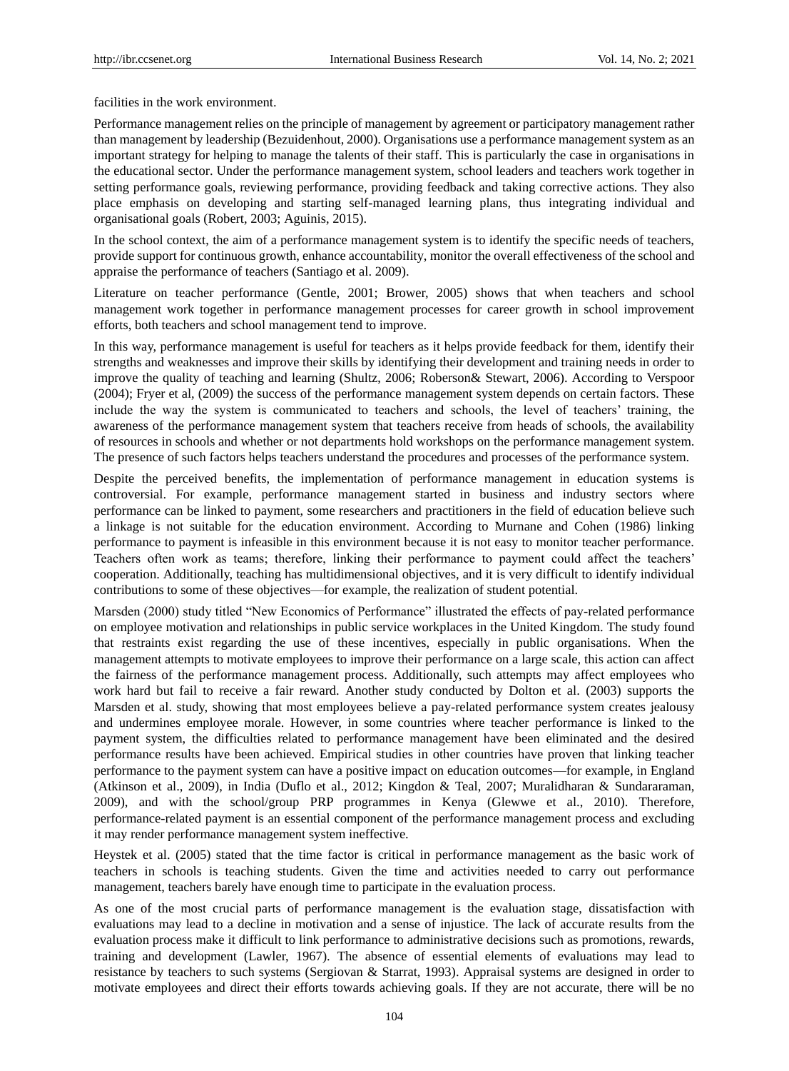facilities in the work environment.

Performance management relies on the principle of management by agreement or participatory management rather than management by leadership (Bezuidenhout, 2000). Organisations use a performance management system as an important strategy for helping to manage the talents of their staff. This is particularly the case in organisations in the educational sector. Under the performance management system, school leaders and teachers work together in setting performance goals, reviewing performance, providing feedback and taking corrective actions. They also place emphasis on developing and starting self-managed learning plans, thus integrating individual and organisational goals (Robert, 2003; Aguinis, 2015).

In the school context, the aim of a performance management system is to identify the specific needs of teachers, provide support for continuous growth, enhance accountability, monitor the overall effectiveness of the school and appraise the performance of teachers (Santiago et al. 2009).

Literature on teacher performance (Gentle, 2001; Brower, 2005) shows that when teachers and school management work together in performance management processes for career growth in school improvement efforts, both teachers and school management tend to improve.

In this way, performance management is useful for teachers as it helps provide feedback for them, identify their strengths and weaknesses and improve their skills by identifying their development and training needs in order to improve the quality of teaching and learning (Shultz, 2006; Roberson& Stewart, 2006). According to Verspoor (2004); Fryer et al, (2009) the success of the performance management system depends on certain factors. These include the way the system is communicated to teachers and schools, the level of teachers' training, the awareness of the performance management system that teachers receive from heads of schools, the availability of resources in schools and whether or not departments hold workshops on the performance management system. The presence of such factors helps teachers understand the procedures and processes of the performance system.

Despite the perceived benefits, the implementation of performance management in education systems is controversial. For example, performance management started in business and industry sectors where performance can be linked to payment, some researchers and practitioners in the field of education believe such a linkage is not suitable for the education environment. According to Murnane and Cohen (1986) linking performance to payment is infeasible in this environment because it is not easy to monitor teacher performance. Teachers often work as teams; therefore, linking their performance to payment could affect the teachers' cooperation. Additionally, teaching has multidimensional objectives, and it is very difficult to identify individual contributions to some of these objectives—for example, the realization of student potential.

Marsden (2000) study titled "New Economics of Performance" illustrated the effects of pay-related performance on employee motivation and relationships in public service workplaces in the United Kingdom. The study found that restraints exist regarding the use of these incentives, especially in public organisations. When the management attempts to motivate employees to improve their performance on a large scale, this action can affect the fairness of the performance management process. Additionally, such attempts may affect employees who work hard but fail to receive a fair reward. Another study conducted by Dolton et al. (2003) supports the Marsden et al. study, showing that most employees believe a pay-related performance system creates jealousy and undermines employee morale. However, in some countries where teacher performance is linked to the payment system, the difficulties related to performance management have been eliminated and the desired performance results have been achieved. Empirical studies in other countries have proven that linking teacher performance to the payment system can have a positive impact on education outcomes—for example, in England (Atkinson et al., 2009), in India (Duflo et al., 2012; Kingdon & Teal, 2007; Muralidharan & Sundararaman, 2009), and with the school/group PRP programmes in Kenya (Glewwe et al., 2010). Therefore, performance-related payment is an essential component of the performance management process and excluding it may render performance management system ineffective.

Heystek et al. (2005) stated that the time factor is critical in performance management as the basic work of teachers in schools is teaching students. Given the time and activities needed to carry out performance management, teachers barely have enough time to participate in the evaluation process.

As one of the most crucial parts of performance management is the evaluation stage, dissatisfaction with evaluations may lead to a decline in motivation and a sense of injustice. The lack of accurate results from the evaluation process make it difficult to link performance to administrative decisions such as promotions, rewards, training and development (Lawler, 1967). The absence of essential elements of evaluations may lead to resistance by teachers to such systems (Sergiovan & Starrat, 1993). Appraisal systems are designed in order to motivate employees and direct their efforts towards achieving goals. If they are not accurate, there will be no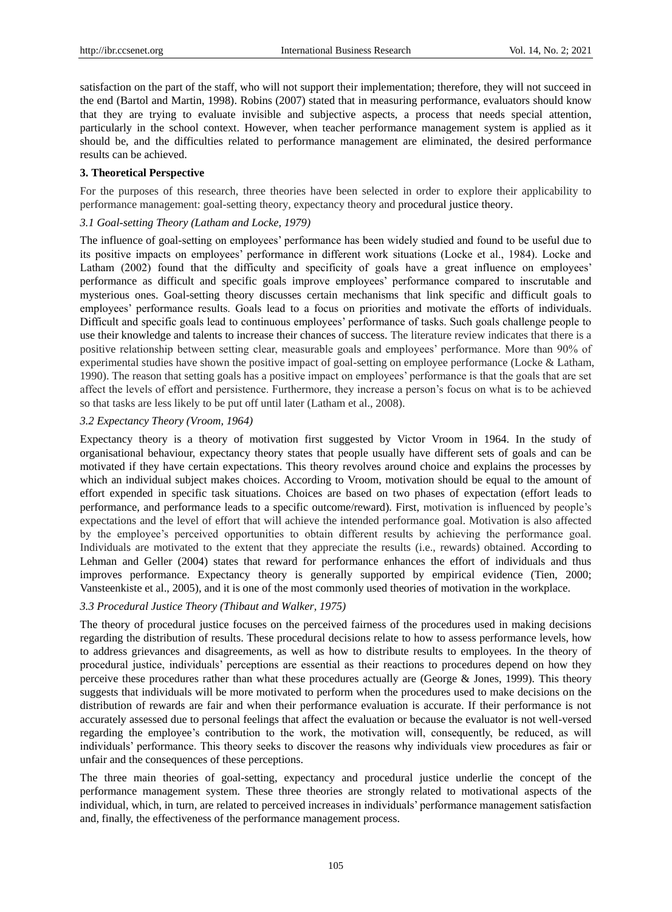satisfaction on the part of the staff, who will not support their implementation; therefore, they will not succeed in the end (Bartol and Martin, 1998). Robins (2007) stated that in measuring performance, evaluators should know that they are trying to evaluate invisible and subjective aspects, a process that needs special attention, particularly in the school context. However, when teacher performance management system is applied as it should be, and the difficulties related to performance management are eliminated, the desired performance results can be achieved.

## 3. Theoretical Perspective

For the purposes of this research, three theories have been selected in order to explore their applicability to performance management: goal-setting theory, expectancy theory and procedural justice theory.

### *3.1 Goal-setting Theory (Latham and Locke, 1979)*

The influence of goal-setting on employees' performance has been widely studied and found to be useful due to its positive impacts on employees' performance in different work situations (Locke et al., 1984). Locke and Latham (2002) found that the difficulty and specificity of goals have a great influence on employees' performance as difficult and specific goals improve employees' performance compared to inscrutable and mysterious ones. Goal-setting theory discusses certain mechanisms that link specific and difficult goals to employees' performance results. Goals lead to a focus on priorities and motivate the efforts of individuals. Difficult and specific goals lead to continuous employees' performance of tasks. Such goals challenge people to use their knowledge and talents to increase their chances of success. The literature review indicates that there is a positive relationship between setting clear, measurable goals and employees' performance. More than 90% of experimental studies have shown the positive impact of goal-setting on employee performance (Locke & Latham, 1990). The reason that setting goals has a positive impact on employees' performance is that the goals that are set affect the levels of effort and persistence. Furthermore, they increase a person's focus on what is to be achieved so that tasks are less likely to be put off until later (Latham et al., 2008).

### *3.2 Expectancy Theory (Vroom, 1964)*

Expectancy theory is a theory of motivation first suggested by Victor Vroom in 1964. In the study of organisational behaviour, expectancy theory states that people usually have different sets of goals and can be motivated if they have certain expectations. This theory revolves around choice and explains the processes by which an individual subject makes choices. According to Vroom, motivation should be equal to the amount of effort expended in specific task situations. Choices are based on two phases of expectation (effort leads to performance, and performance leads to a specific outcome/reward). First, motivation is influenced by people's expectations and the level of effort that will achieve the intended performance goal. Motivation is also affected by the employee's perceived opportunities to obtain different results by achieving the performance goal. Individuals are motivated to the extent that they appreciate the results (i.e., rewards) obtained. According to Lehman and Geller (2004) states that reward for performance enhances the effort of individuals and thus improves performance. Expectancy theory is generally supported by empirical evidence (Tien, 2000; Vansteenkiste et al., 2005), and it is one of the most commonly used theories of motivation in the workplace.

### *3.3 Procedural Justice Theory (Thibaut and Walker, 1975)*

The theory of procedural justice focuses on the perceived fairness of the procedures used in making decisions regarding the distribution of results. These procedural decisions relate to how to assess performance levels, how to address grievances and disagreements, as well as how to distribute results to employees. In the theory of procedural justice, individuals' perceptions are essential as their reactions to procedures depend on how they perceive these procedures rather than what these procedures actually are (George & Jones, 1999). This theory suggests that individuals will be more motivated to perform when the procedures used to make decisions on the distribution of rewards are fair and when their performance evaluation is accurate. If their performance is not accurately assessed due to personal feelings that affect the evaluation or because the evaluator is not well-versed regarding the employee's contribution to the work, the motivation will, consequently, be reduced, as will individuals' performance. This theory seeks to discover the reasons why individuals view procedures as fair or unfair and the consequences of these perceptions.

The three main theories of goal-setting, expectancy and procedural justice underlie the concept of the performance management system. These three theories are strongly related to motivational aspects of the individual, which, in turn, are related to perceived increases in individuals' performance management satisfaction and, finally, the effectiveness of the performance management process.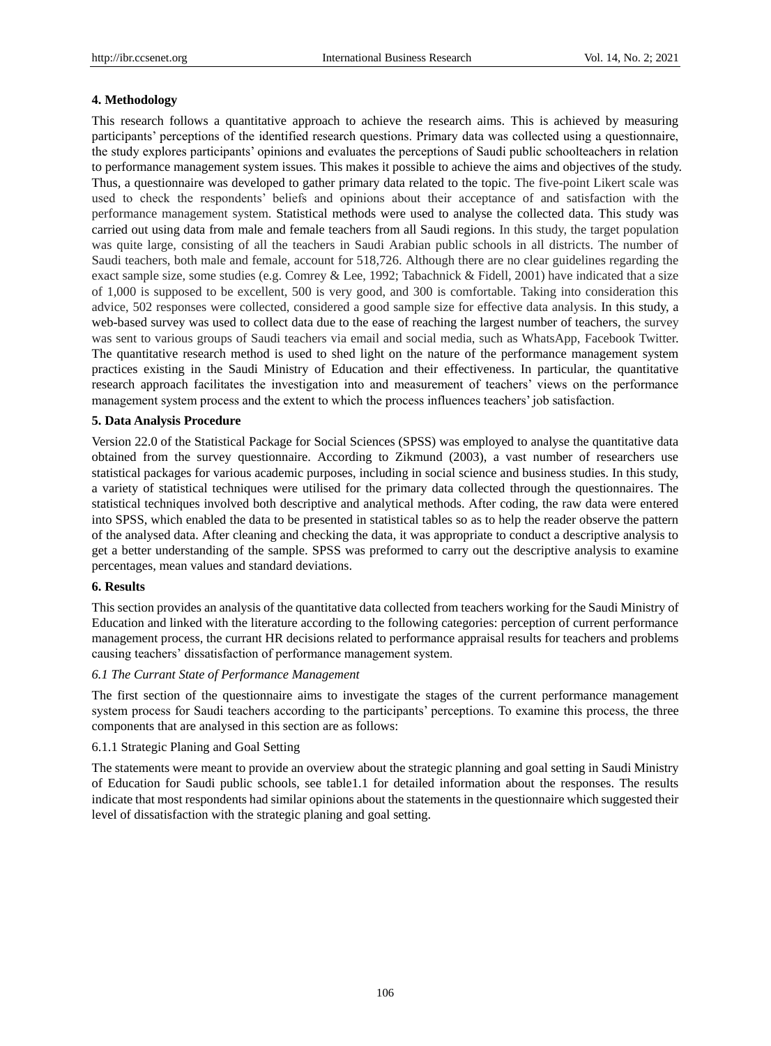## 4. Methodology

This research follows a quantitative approach to achieve the research aims. This is achieved by measuring participants' perceptions of the identified research questions. Primary data was collected using a questionnaire, the study explores participants' opinions and evaluates the perceptions of Saudi public schoolteachers in relation to performance management system issues. This makes it possible to achieve the aims and objectives of the study. Thus, a questionnaire was developed to gather primary data related to the topic. The five-point Likert scale was used to check the respondents' beliefs and opinions about their acceptance of and satisfaction with the performance management system. Statistical methods were used to analyse the collected data. This study was carried out using data from male and female teachers from all Saudi regions. In this study, the target population was quite large, consisting of all the teachers in Saudi Arabian public schools in all districts. The number of Saudi teachers, both male and female, account for 518,726. Although there are no clear guidelines regarding the exact sample size, some studies (e.g. Comrey & Lee, 1992; Tabachnick & Fidell, 2001) have indicated that a size of 1,000 is supposed to be excellent, 500 is very good, and 300 is comfortable. Taking into consideration this advice, 502 responses were collected, considered a good sample size for effective data analysis. In this study, a web-based survey was used to collect data due to the ease of reaching the largest number of teachers, the survey was sent to various groups of Saudi teachers via email and social media, such as WhatsApp, Facebook Twitter. The quantitative research method is used to shed light on the nature of the performance management system practices existing in the Saudi Ministry of Education and their effectiveness. In particular, the quantitative research approach facilitates the investigation into and measurement of teachers' views on the performance management system process and the extent to which the process influences teachers' job satisfaction.

## 5. Data Analysis Procedure

Version 22.0 of the Statistical Package for Social Sciences (SPSS) was employed to analyse the quantitative data obtained from the survey questionnaire. According to Zikmund (2003), a vast number of researchers use statistical packages for various academic purposes, including in social science and business studies. In this study, a variety of statistical techniques were utilised for the primary data collected through the questionnaires. The statistical techniques involved both descriptive and analytical methods. After coding, the raw data were entered into SPSS, which enabled the data to be presented in statistical tables so as to help the reader observe the pattern of the analysed data. After cleaning and checking the data, it was appropriate to conduct a descriptive analysis to get a better understanding of the sample. SPSS was preformed to carry out the descriptive analysis to examine percentages, mean values and standard deviations.

## 6. Results

This section provides an analysis of the quantitative data collected from teachers working for the Saudi Ministry of Education and linked with the literature according to the following categories: perception of current performance management process, the currant HR decisions related to performance appraisal results for teachers and problems causing teachers' dissatisfaction of performance management system.

### *6.1 The Currant State of Performance Management*

The first section of the questionnaire aims to investigate the stages of the current performance management system process for Saudi teachers according to the participants' perceptions. To examine this process, the three components that are analysed in this section are as follows:

#### 6.1.1 Strategic Planing and Goal Setting

The statements were meant to provide an overview about the strategic planning and goal setting in Saudi Ministry of Education for Saudi public schools, see table1.1 for detailed information about the responses. The results indicate that most respondents had similar opinions about the statements in the questionnaire which suggested their level of dissatisfaction with the strategic planing and goal setting.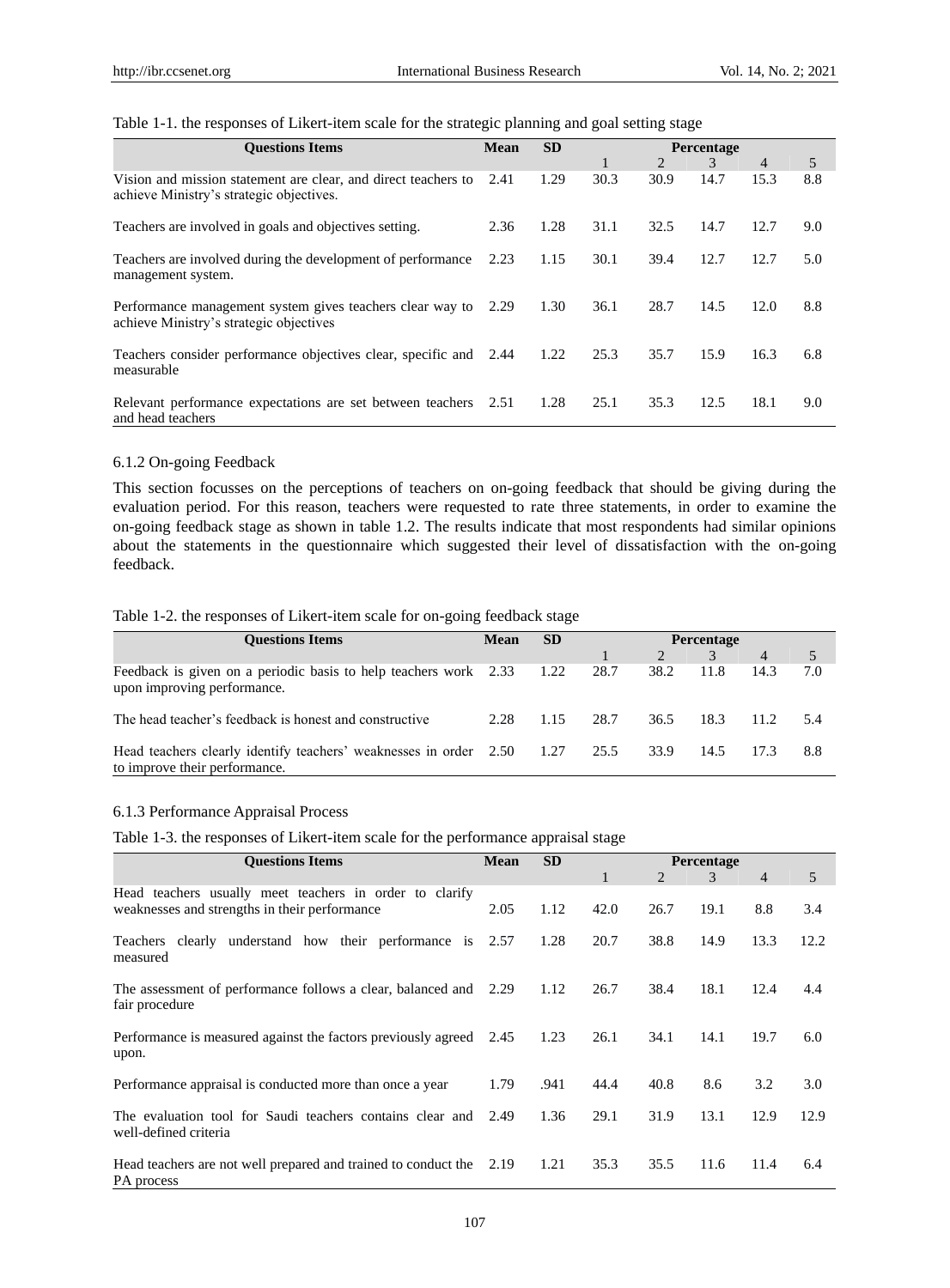Table 1-1. the responses of Likert-item scale for the strategic planning and goal setting stage

| Questions Items | Mean | SD | Percentage | | | | |
|---|---|---|---|---|---|---|---|
| | | | 1 | 2 | 3 | 4 | 5 |
| Vision and mission statement are clear, and direct teachers to achieve Ministry's strategic objectives. | 2.41 | 1.29 | 30.3 | 30.9 | 14.7 | 15.3 | 8.8 |
| Teachers are involved in goals and objectives setting. | 2.36 | 1.28 | 31.1 | 32.5 | 14.7 | 12.7 | 9.0 |
| Teachers are involved during the development of performance management system. | 2.23 | 1.15 | 30.1 | 39.4 | 12.7 | 12.7 | 5.0 |
| Performance management system gives teachers clear way to achieve Ministry's strategic objectives | 2.29 | 1.30 | 36.1 | 28.7 | 14.5 | 12.0 | 8.8 |
| Teachers consider performance objectives clear, specific and measurable | 2.44 | 1.22 | 25.3 | 35.7 | 15.9 | 16.3 | 6.8 |
| Relevant performance expectations are set between teachers and head teachers | 2.51 | 1.28 | 25.1 | 35.3 | 12.5 | 18.1 | 9.0 |

### 6.1.2 On-going Feedback

This section focusses on the perceptions of teachers on on-going feedback that should be giving during the evaluation period. For this reason, teachers were requested to rate three statements, in order to examine the on-going feedback stage as shown in table 1.2. The results indicate that most respondents had similar opinions about the statements in the questionnaire which suggested their level of dissatisfaction with the on-going feedback.

Table 1-2. the responses of Likert-item scale for on-going feedback stage

| Questions Items | Mean | SD | Percentage | | | | |
|---|---|---|---|---|---|---|---|
| | | | 1 | 2 | 3 | 4 | 5 |
| Feedback is given on a periodic basis to help teachers work upon improving performance. | 2.33 | 1.22 | 28.7 | 38.2 | 11.8 | 14.3 | 7.0 |
| The head teacher's feedback is honest and constructive | 2.28 | 1.15 | 28.7 | 36.5 | 18.3 | 11.2 | 5.4 |
| Head teachers clearly identify teachers' weaknesses in order to improve their performance. | 2.50 | 1.27 | 25.5 | 33.9 | 14.5 | 17.3 | 8.8 |

### 6.1.3 Performance Appraisal Process

Table 1-3. the responses of Likert-item scale for the performance appraisal stage

| Questions Items | Mean | SD | Percentage | | | | |
|---|---|---|---|---|---|---|---|
| | | | 1 | 2 | 3 | 4 | 5 |
| Head teachers usually meet teachers in order to clarify weaknesses and strengths in their performance | 2.05 | 1.12 | 42.0 | 26.7 | 19.1 | 8.8 | 3.4 |
| Teachers clearly understand how their performance is measured | 2.57 | 1.28 | 20.7 | 38.8 | 14.9 | 13.3 | 12.2 |
| The assessment of performance follows a clear, balanced and fair procedure | 2.29 | 1.12 | 26.7 | 38.4 | 18.1 | 12.4 | 4.4 |
| Performance is measured against the factors previously agreed upon. | 2.45 | 1.23 | 26.1 | 34.1 | 14.1 | 19.7 | 6.0 |
| Performance appraisal is conducted more than once a year | 1.79 | .941 | 44.4 | 40.8 | 8.6 | 3.2 | 3.0 |
| The evaluation tool for Saudi teachers contains clear and well-defined criteria | 2.49 | 1.36 | 29.1 | 31.9 | 13.1 | 12.9 | 12.9 |
| Head teachers are not well prepared and trained to conduct the PA process | 2.19 | 1.21 | 35.3 | 35.5 | 11.6 | 11.4 | 6.4 |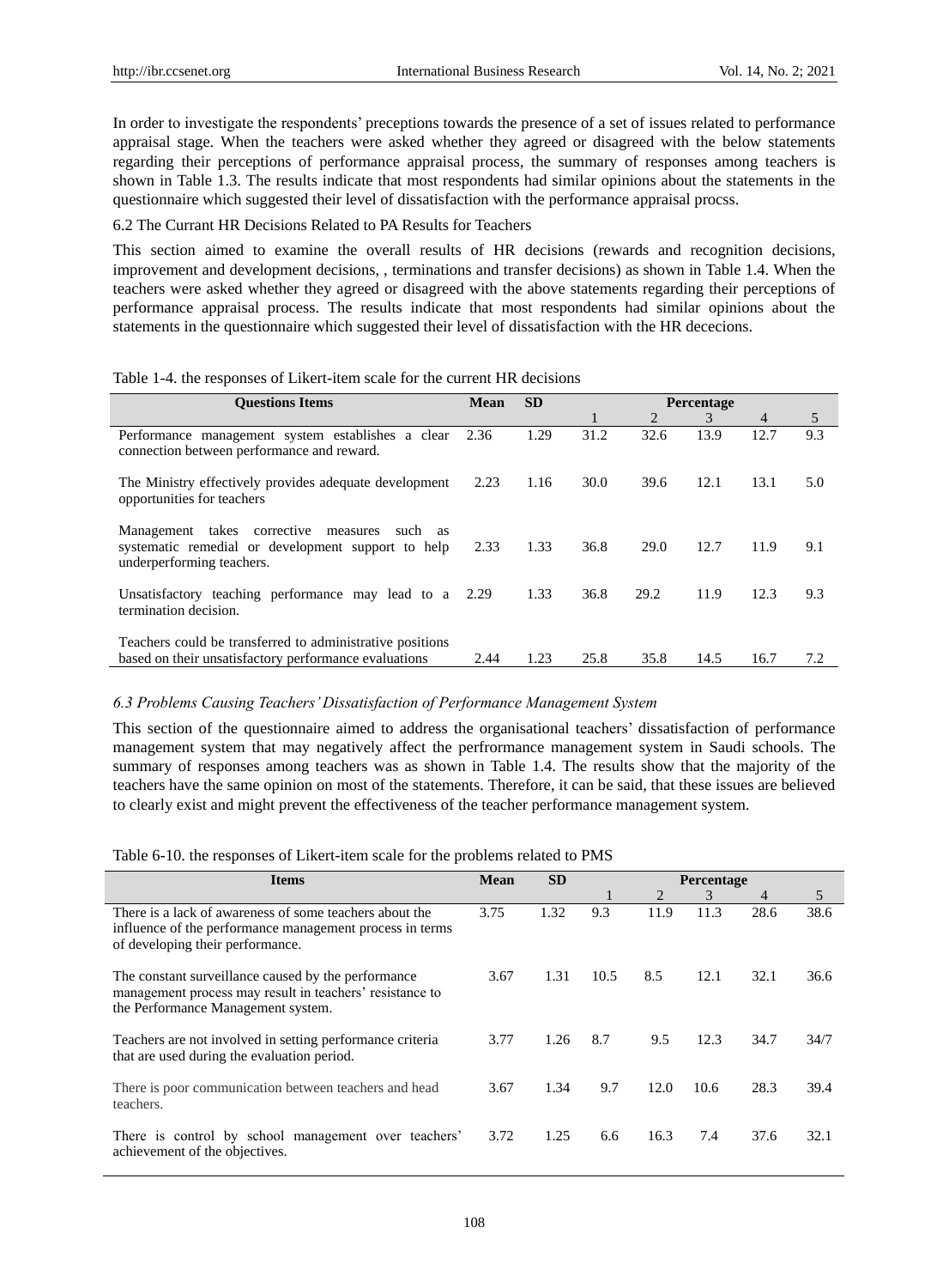In order to investigate the respondents' preceptions towards the presence of a set of issues related to performance appraisal stage. When the teachers were asked whether they agreed or disagreed with the below statements regarding their perceptions of performance appraisal process, the summary of responses among teachers is shown in Table 1.3. The results indicate that most respondents had similar opinions about the statements in the questionnaire which suggested their level of dissatisfaction with the performance appraisal procss.

6.2 The Currant HR Decisions Related to PA Results for Teachers

This section aimed to examine the overall results of HR decisions (rewards and recognition decisions, improvement and development decisions, , terminations and transfer decisions) as shown in Table 1.4. When the teachers were asked whether they agreed or disagreed with the above statements regarding their perceptions of performance appraisal process. The results indicate that most respondents had similar opinions about the statements in the questionnaire which suggested their level of dissatisfaction with the HR dececions.

Table 1-4. the responses of Likert-item scale for the current HR decisions

| Questions Items | Mean | SD | Percentage | | | | |
|---|---|---|---|---|---|---|---|
| | | | 1 | 2 | 3 | 4 | 5 |
| Performance management system establishes a clear connection between performance and reward. | 2.36 | 1.29 | 31.2 | 32.6 | 13.9 | 12.7 | 9.3 |
| The Ministry effectively provides adequate development opportunities for teachers | 2.23 | 1.16 | 30.0 | 39.6 | 12.1 | 13.1 | 5.0 |
| Management takes corrective measures such as systematic remedial or development support to help underperforming teachers. | 2.33 | 1.33 | 36.8 | 29.0 | 12.7 | 11.9 | 9.1 |
| Unsatisfactory teaching performance may lead to a termination decision. | 2.29 | 1.33 | 36.8 | 29.2 | 11.9 | 12.3 | 9.3 |
| Teachers could be transferred to administrative positions based on their unsatisfactory performance evaluations | 2.44 | 1.23 | 25.8 | 35.8 | 14.5 | 16.7 | 7.2 |

### *6.3 Problems Causing Teachers' Dissatisfaction of Performance Management System*

This section of the questionnaire aimed to address the organisational teachers' dissatisfaction of performance management system that may negatively affect the perfrormance management system in Saudi schools. The summary of responses among teachers was as shown in Table 1.4. The results show that the majority of the teachers have the same opinion on most of the statements. Therefore, it can be said, that these issues are believed to clearly exist and might prevent the effectiveness of the teacher performance management system.

Table 6-10. the responses of Likert-item scale for the problems related to PMS

| Items | Mean | SD | Percentage | | | | |
|---|---|---|---|---|---|---|---|
| | | | 1 | 2 | 3 | 4 | 5 |
| There is a lack of awareness of some teachers about the influence of the performance management process in terms of developing their performance. | 3.75 | 1.32 | 9.3 | 11.9 | 11.3 | 28.6 | 38.6 |
| The constant surveillance caused by the performance management process may result in teachers' resistance to the Performance Management system. | 3.67 | 1.31 | 10.5 | 8.5 | 12.1 | 32.1 | 36.6 |
| Teachers are not involved in setting performance criteria that are used during the evaluation period. | 3.77 | 1.26 | 8.7 | 9.5 | 12.3 | 34.7 | 34/7 |
| There is poor communication between teachers and head teachers. | 3.67 | 1.34 | 9.7 | 12.0 | 10.6 | 28.3 | 39.4 |
| There is control by school management over teachers' achievement of the objectives. | 3.72 | 1.25 | 6.6 | 16.3 | 7.4 | 37.6 | 32.1 |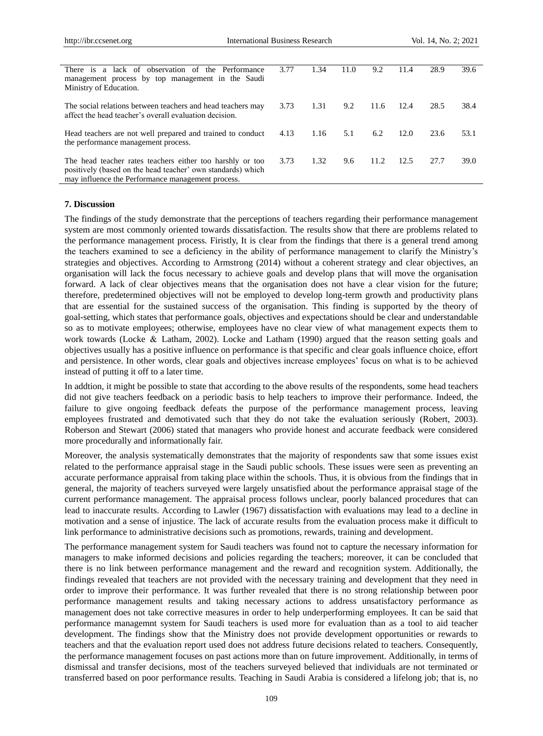| | | | | | | | |
|---|---|---|---|---|---|---|---|
| There is a lack of observation of the Performance management process by top management in the Saudi Ministry of Education. | 3.77 | 1.34 | 11.0 | 9.2 | 11.4 | 28.9 | 39.6 |
| The social relations between teachers and head teachers may affect the head teacher's overall evaluation decision. | 3.73 | 1.31 | 9.2 | 11.6 | 12.4 | 28.5 | 38.4 |
| Head teachers are not well prepared and trained to conduct the performance management process. | 4.13 | 1.16 | 5.1 | 6.2 | 12.0 | 23.6 | 53.1 |
| The head teacher rates teachers either too harshly or too positively (based on the head teacher' own standards) which may influence the Performance management process. | 3.73 | 1.32 | 9.6 | 11.2 | 12.5 | 27.7 | 39.0 |

## 7. Discussion

The findings of the study demonstrate that the perceptions of teachers regarding their performance management system are most commonly oriented towards dissatisfaction. The results show that there are problems related to the performance management process. Firistly, It is clear from the findings that there is a general trend among the teachers examined to see a deficiency in the ability of performance management to clarify the Ministry's strategies and objectives. According to Armstrong (2014) without a coherent strategy and clear objectives, an organisation will lack the focus necessary to achieve goals and develop plans that will move the organisation forward. A lack of clear objectives means that the organisation does not have a clear vision for the future; therefore, predetermined objectives will not be employed to develop long-term growth and productivity plans that are essential for the sustained success of the organisation. This finding is supported by the theory of goal-setting, which states that performance goals, objectives and expectations should be clear and understandable so as to motivate employees; otherwise, employees have no clear view of what management expects them to work towards (Locke & Latham, 2002). Locke and Latham (1990) argued that the reason setting goals and objectives usually has a positive influence on performance is that specific and clear goals influence choice, effort and persistence. In other words, clear goals and objectives increase employees' focus on what is to be achieved instead of putting it off to a later time.

In addtion, it might be possible to state that according to the above results of the respondents, some head teachers did not give teachers feedback on a periodic basis to help teachers to improve their performance. Indeed, the failure to give ongoing feedback defeats the purpose of the performance management process, leaving employees frustrated and demotivated such that they do not take the evaluation seriously (Robert, 2003). Roberson and Stewart (2006) stated that managers who provide honest and accurate feedback were considered more procedurally and informationally fair.

Moreover, the analysis systematically demonstrates that the majority of respondents saw that some issues exist related to the performance appraisal stage in the Saudi public schools. These issues were seen as preventing an accurate performance appraisal from taking place within the schools. Thus, it is obvious from the findings that in general, the majority of teachers surveyed were largely unsatisfied about the performance appraisal stage of the current performance management. The appraisal process follows unclear, poorly balanced procedures that can lead to inaccurate results. According to Lawler (1967) dissatisfaction with evaluations may lead to a decline in motivation and a sense of injustice. The lack of accurate results from the evaluation process make it difficult to link performance to administrative decisions such as promotions, rewards, training and development.

The performance management system for Saudi teachers was found not to capture the necessary information for managers to make informed decisions and policies regarding the teachers; moreover, it can be concluded that there is no link between performance management and the reward and recognition system. Additionally, the findings revealed that teachers are not provided with the necessary training and development that they need in order to improve their performance. It was further revealed that there is no strong relationship between poor performance management results and taking necessary actions to address unsatisfactory performance as management does not take corrective measures in order to help underperforming employees. It can be said that performance managemnt system for Saudi teachers is used more for evaluation than as a tool to aid teacher development. The findings show that the Ministry does not provide development opportunities or rewards to teachers and that the evaluation report used does not address future decisions related to teachers. Consequently, the performance management focuses on past actions more than on future improvement. Additionally, in terms of dismissal and transfer decisions, most of the teachers surveyed believed that individuals are not terminated or transferred based on poor performance results. Teaching in Saudi Arabia is considered a lifelong job; that is, no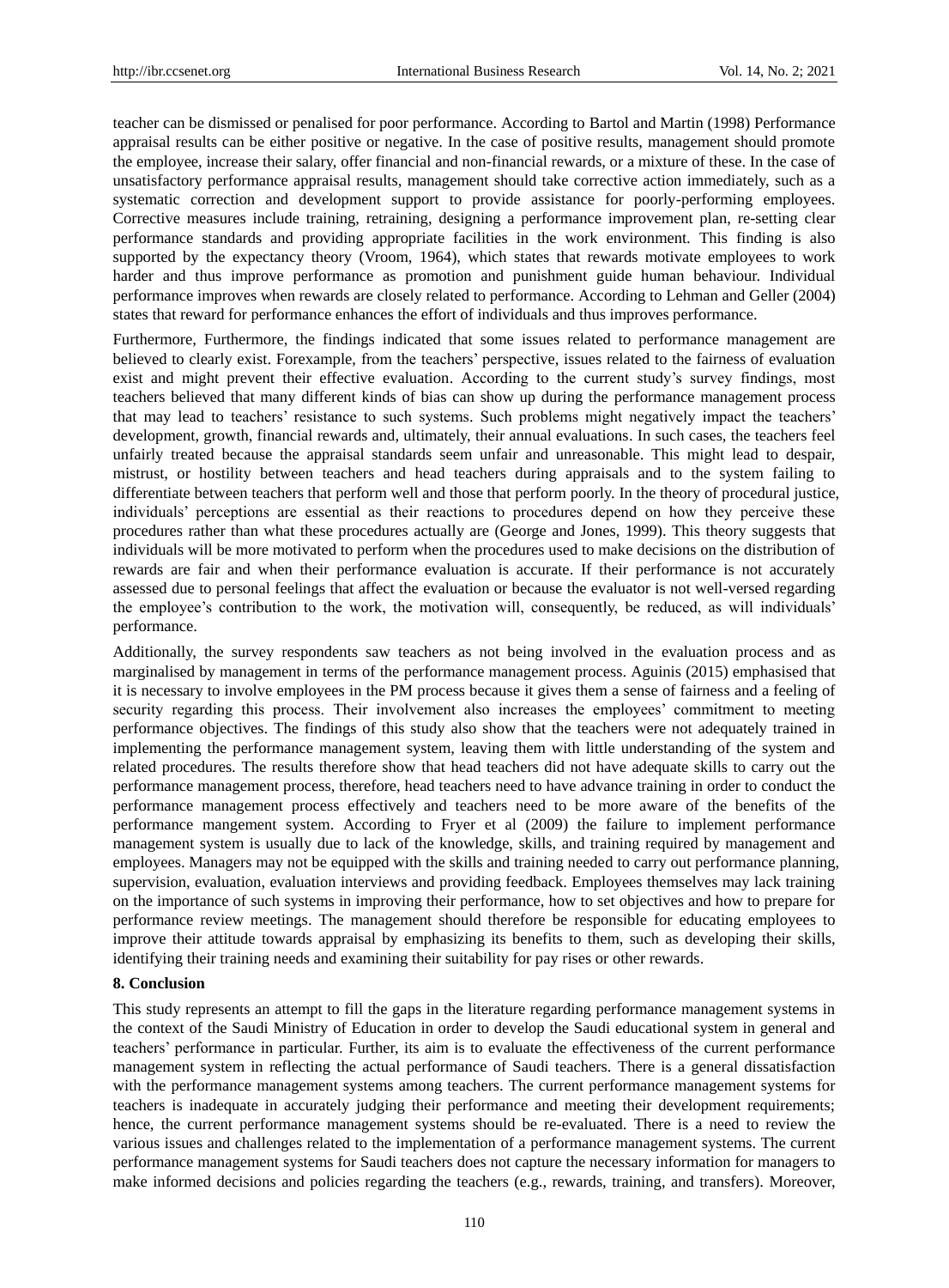teacher can be dismissed or penalised for poor performance. According to Bartol and Martin (1998) Performance appraisal results can be either positive or negative. In the case of positive results, management should promote the employee, increase their salary, offer financial and non-financial rewards, or a mixture of these. In the case of unsatisfactory performance appraisal results, management should take corrective action immediately, such as a systematic correction and development support to provide assistance for poorly-performing employees. Corrective measures include training, retraining, designing a performance improvement plan, re-setting clear performance standards and providing appropriate facilities in the work environment. This finding is also supported by the expectancy theory (Vroom, 1964), which states that rewards motivate employees to work harder and thus improve performance as promotion and punishment guide human behaviour. Individual performance improves when rewards are closely related to performance. According to Lehman and Geller (2004) states that reward for performance enhances the effort of individuals and thus improves performance.

Furthermore, Furthermore, the findings indicated that some issues related to performance management are believed to clearly exist. Forexample, from the teachers' perspective, issues related to the fairness of evaluation exist and might prevent their effective evaluation. According to the current study's survey findings, most teachers believed that many different kinds of bias can show up during the performance management process that may lead to teachers' resistance to such systems. Such problems might negatively impact the teachers' development, growth, financial rewards and, ultimately, their annual evaluations. In such cases, the teachers feel unfairly treated because the appraisal standards seem unfair and unreasonable. This might lead to despair, mistrust, or hostility between teachers and head teachers during appraisals and to the system failing to differentiate between teachers that perform well and those that perform poorly. In the theory of procedural justice, individuals' perceptions are essential as their reactions to procedures depend on how they perceive these procedures rather than what these procedures actually are (George and Jones, 1999). This theory suggests that individuals will be more motivated to perform when the procedures used to make decisions on the distribution of rewards are fair and when their performance evaluation is accurate. If their performance is not accurately assessed due to personal feelings that affect the evaluation or because the evaluator is not well-versed regarding the employee's contribution to the work, the motivation will, consequently, be reduced, as will individuals' performance.

Additionally, the survey respondents saw teachers as not being involved in the evaluation process and as marginalised by management in terms of the performance management process. Aguinis (2015) emphasised that it is necessary to involve employees in the PM process because it gives them a sense of fairness and a feeling of security regarding this process. Their involvement also increases the employees' commitment to meeting performance objectives. The findings of this study also show that the teachers were not adequately trained in implementing the performance management system, leaving them with little understanding of the system and related procedures. The results therefore show that head teachers did not have adequate skills to carry out the performance management process, therefore, head teachers need to have advance training in order to conduct the performance management process effectively and teachers need to be more aware of the benefits of the performance mangement system. According to Fryer et al (2009) the failure to implement performance management system is usually due to lack of the knowledge, skills, and training required by management and employees. Managers may not be equipped with the skills and training needed to carry out performance planning, supervision, evaluation, evaluation interviews and providing feedback. Employees themselves may lack training on the importance of such systems in improving their performance, how to set objectives and how to prepare for performance review meetings. The management should therefore be responsible for educating employees to improve their attitude towards appraisal by emphasizing its benefits to them, such as developing their skills, identifying their training needs and examining their suitability for pay rises or other rewards.

## 8. Conclusion

This study represents an attempt to fill the gaps in the literature regarding performance management systems in the context of the Saudi Ministry of Education in order to develop the Saudi educational system in general and teachers' performance in particular. Further, its aim is to evaluate the effectiveness of the current performance management system in reflecting the actual performance of Saudi teachers. There is a general dissatisfaction with the performance management systems among teachers. The current performance management systems for teachers is inadequate in accurately judging their performance and meeting their development requirements; hence, the current performance management systems should be re-evaluated. There is a need to review the various issues and challenges related to the implementation of a performance management systems. The current performance management systems for Saudi teachers does not capture the necessary information for managers to make informed decisions and policies regarding the teachers (e.g., rewards, training, and transfers). Moreover,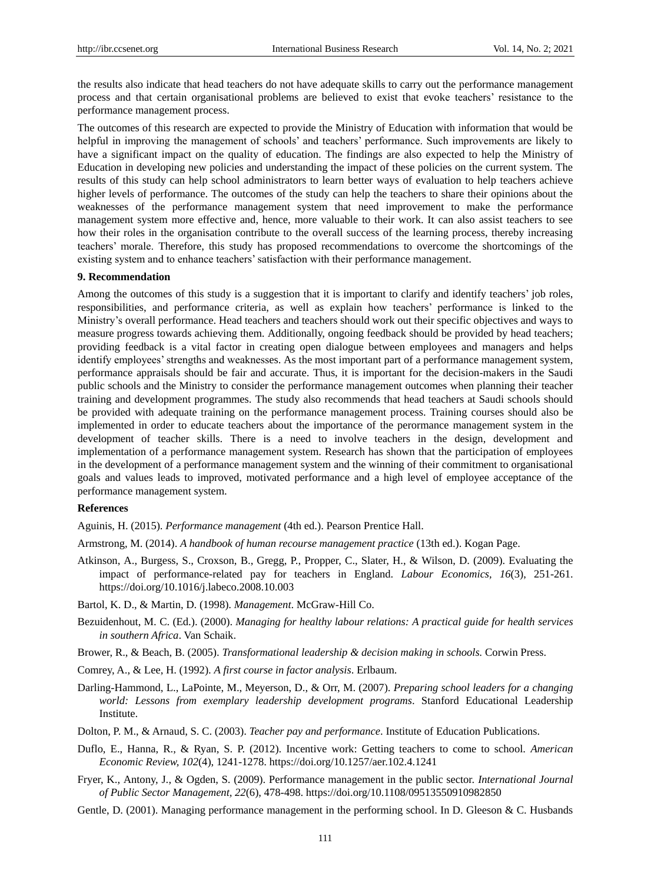the results also indicate that head teachers do not have adequate skills to carry out the performance management process and that certain organisational problems are believed to exist that evoke teachers' resistance to the performance management process.

The outcomes of this research are expected to provide the Ministry of Education with information that would be helpful in improving the management of schools' and teachers' performance. Such improvements are likely to have a significant impact on the quality of education. The findings are also expected to help the Ministry of Education in developing new policies and understanding the impact of these policies on the current system. The results of this study can help school administrators to learn better ways of evaluation to help teachers achieve higher levels of performance. The outcomes of the study can help the teachers to share their opinions about the weaknesses of the performance management system that need improvement to make the performance management system more effective and, hence, more valuable to their work. It can also assist teachers to see how their roles in the organisation contribute to the overall success of the learning process, thereby increasing teachers' morale. Therefore, this study has proposed recommendations to overcome the shortcomings of the existing system and to enhance teachers' satisfaction with their performance management.

## 9. Recommendation

Among the outcomes of this study is a suggestion that it is important to clarify and identify teachers' job roles, responsibilities, and performance criteria, as well as explain how teachers' performance is linked to the Ministry's overall performance. Head teachers and teachers should work out their specific objectives and ways to measure progress towards achieving them. Additionally, ongoing feedback should be provided by head teachers; providing feedback is a vital factor in creating open dialogue between employees and managers and helps identify employees' strengths and weaknesses. As the most important part of a performance management system, performance appraisals should be fair and accurate. Thus, it is important for the decision-makers in the Saudi public schools and the Ministry to consider the performance management outcomes when planning their teacher training and development programmes. The study also recommends that head teachers at Saudi schools should be provided with adequate training on the performance management process. Training courses should also be implemented in order to educate teachers about the importance of the perormance management system in the development of teacher skills. There is a need to involve teachers in the design, development and implementation of a performance management system. Research has shown that the participation of employees in the development of a performance management system and the winning of their commitment to organisational goals and values leads to improved, motivated performance and a high level of employee acceptance of the performance management system.

## References

Aguinis, H. (2015). *Performance management* (4th ed.). Pearson Prentice Hall.

Armstrong, M. (2014). *A handbook of human recourse management practice* (13th ed.). Kogan Page.

Atkinson, A., Burgess, S., Croxson, B., Gregg, P., Propper, C., Slater, H., & Wilson, D. (2009). Evaluating the impact of performance-related pay for teachers in England. *Labour Economics, 16*(3), 251-261. https://doi.org/10.1016/j.labeco.2008.10.003

Bartol, K. D., & Martin, D. (1998). *Management*. McGraw-Hill Co.

Bezuidenhout, M. C. (Ed.). (2000). *Managing for healthy labour relations: A practical guide for health services in southern Africa*. Van Schaik.

Brower, R., & Beach, B. (2005). *Transformational leadership & decision making in schools.* Corwin Press.

Comrey, A., & Lee, H. (1992). *A first course in factor analysis*. Erlbaum.

Darling-Hammond, L., LaPointe, M., Meyerson, D., & Orr, M. (2007). *Preparing school leaders for a changing world: Lessons from exemplary leadership development programs*. Stanford Educational Leadership Institute.

Dolton, P. M., & Arnaud, S. C. (2003). *Teacher pay and performance*. Institute of Education Publications.

Duflo, E., Hanna, R., & Ryan, S. P. (2012). Incentive work: Getting teachers to come to school. *American Economic Review, 102*(4), 1241-1278. https://doi.org/10.1257/aer.102.4.1241

Fryer, K., Antony, J., & Ogden, S. (2009). Performance management in the public sector. *International Journal of Public Sector Management, 22*(6), 478-498. https://doi.org/10.1108/09513550910982850

Gentle, D. (2001). Managing performance management in the performing school. In D. Gleeson & C. Husbands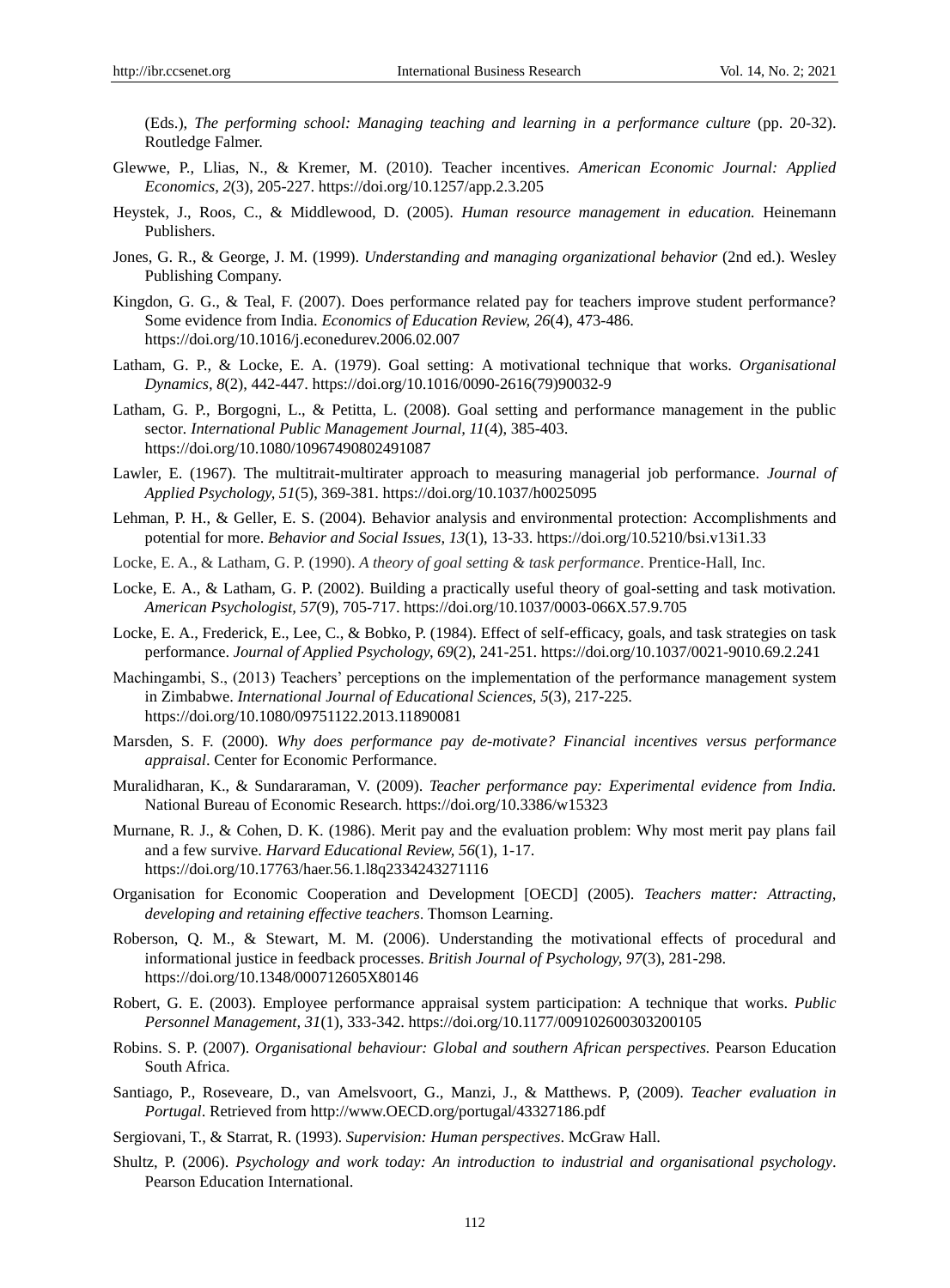(Eds.), *The performing school: Managing teaching and learning in a performance culture* (pp. 20-32). Routledge Falmer.

Glewwe, P., Llias, N., & Kremer, M. (2010). Teacher incentives. *American Economic Journal: Applied Economics, 2*(3), 205-227. https://doi.org/10.1257/app.2.3.205

Heystek, J., Roos, C., & Middlewood, D. (2005). *Human resource management in education.* Heinemann Publishers.

Jones, G. R., & George, J. M. (1999). *Understanding and managing organizational behavior* (2nd ed.). Wesley Publishing Company.

Kingdon, G. G., & Teal, F. (2007). Does performance related pay for teachers improve student performance? Some evidence from India. *Economics of Education Review, 26*(4), 473-486. https://doi.org/10.1016/j.econedurev.2006.02.007

Latham, G. P., & Locke, E. A. (1979). Goal setting: A motivational technique that works. *Organisational Dynamics, 8*(2), 442-447. https://doi.org/10.1016/0090-2616(79)90032-9

Latham, G. P., Borgogni, L., & Petitta, L. (2008). Goal setting and performance management in the public sector. *International Public Management Journal, 11*(4), 385-403. https://doi.org/10.1080/10967490802491087

Lawler, E. (1967). The multitrait-multirater approach to measuring managerial job performance. *Journal of Applied Psychology, 51*(5), 369-381. https://doi.org/10.1037/h0025095

Lehman, P. H., & Geller, E. S. (2004). Behavior analysis and environmental protection: Accomplishments and potential for more. *Behavior and Social Issues, 13*(1), 13-33. https://doi.org/10.5210/bsi.v13i1.33

Locke, E. A., & Latham, G. P. (1990). *A theory of goal setting & task performance*. Prentice-Hall, Inc.

Locke, E. A., & Latham, G. P. (2002). Building a practically useful theory of goal-setting and task motivation. *American Psychologist, 57*(9), 705-717. https://doi.org/10.1037/0003-066X.57.9.705

Locke, E. A., Frederick, E., Lee, C., & Bobko, P. (1984). Effect of self-efficacy, goals, and task strategies on task performance. *Journal of Applied Psychology, 69*(2), 241-251. https://doi.org/10.1037/0021-9010.69.2.241

Machingambi, S., (2013) Teachers' perceptions on the implementation of the performance management system in Zimbabwe. *International Journal of Educational Sciences, 5*(3), 217-225. https://doi.org/10.1080/09751122.2013.11890081

Marsden, S. F. (2000). *Why does performance pay de-motivate? Financial incentives versus performance appraisal*. Center for Economic Performance.

Muralidharan, K., & Sundararaman, V. (2009). *Teacher performance pay: Experimental evidence from India.* National Bureau of Economic Research. https://doi.org/10.3386/w15323

Murnane, R. J., & Cohen, D. K. (1986). Merit pay and the evaluation problem: Why most merit pay plans fail and a few survive. *Harvard Educational Review, 56*(1), 1-17. https://doi.org/10.17763/haer.56.1.l8q2334243271116

Organisation for Economic Cooperation and Development [OECD] (2005). *Teachers matter: Attracting, developing and retaining effective teachers*. Thomson Learning.

Roberson, Q. M., & Stewart, M. M. (2006). Understanding the motivational effects of procedural and informational justice in feedback processes. *British Journal of Psychology, 97*(3), 281-298. https://doi.org/10.1348/000712605X80146

Robert, G. E. (2003). Employee performance appraisal system participation: A technique that works. *Public Personnel Management, 31*(1), 333-342. https://doi.org/10.1177/009102600303200105

Robins. S. P. (2007). *Organisational behaviour: Global and southern African perspectives.* Pearson Education South Africa.

Santiago, P., Roseveare, D., van Amelsvoort, G., Manzi, J., & Matthews. P, (2009). *Teacher evaluation in Portugal*. Retrieved from http://www.OECD.org/portugal/43327186.pdf

Sergiovani, T., & Starrat, R. (1993). *Supervision: Human perspectives*. McGraw Hall.

Shultz, P. (2006). *Psychology and work today: An introduction to industrial and organisational psychology*. Pearson Education International.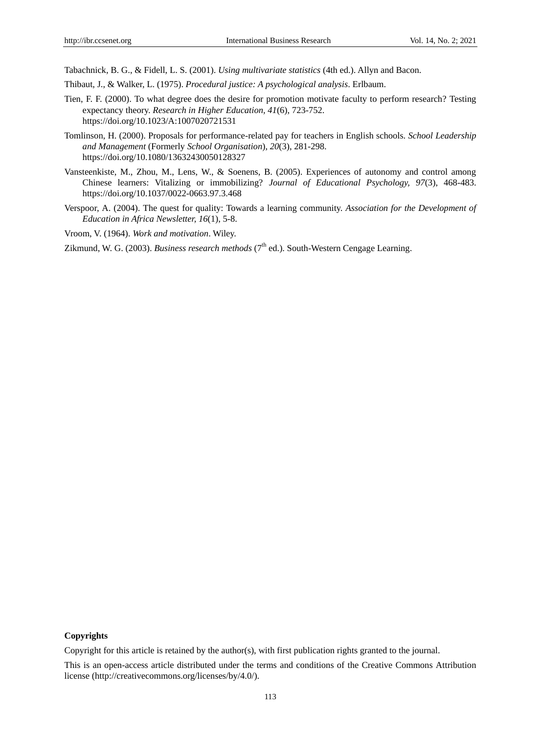Tabachnick, B. G., & Fidell, L. S. (2001). *Using multivariate statistics* (4th ed.). Allyn and Bacon.

Thibaut, J., & Walker, L. (1975). *Procedural justice: A psychological analysis*. Erlbaum.

Tien, F. F. (2000). To what degree does the desire for promotion motivate faculty to perform research? Testing expectancy theory. *Research in Higher Education, 41*(6), 723-752. https://doi.org/10.1023/A:1007020721531

Tomlinson, H. (2000). Proposals for performance-related pay for teachers in English schools. *School Leadership and Management* (Formerly *School Organisation*), *20*(3), 281-298. https://doi.org/10.1080/13632430050128327

Vansteenkiste, M., Zhou, M., Lens, W., & Soenens, B. (2005). Experiences of autonomy and control among Chinese learners: Vitalizing or immobilizing? *Journal of Educational Psychology, 97*(3), 468-483. https://doi.org/10.1037/0022-0663.97.3.468

Verspoor, A. (2004). The quest for quality: Towards a learning community. *Association for the Development of Education in Africa Newsletter, 16*(1), 5-8.

Vroom, V. (1964). *Work and motivation*. Wiley.

Zikmund, W. G. (2003). *Business research methods* (7th ed.). South-Western Cengage Learning.

**Copyrights**

Copyright for this article is retained by the author(s), with first publication rights granted to the journal.

This is an open-access article distributed under the terms and conditions of the Creative Commons Attribution license (http://creativecommons.org/licenses/by/4.0/).